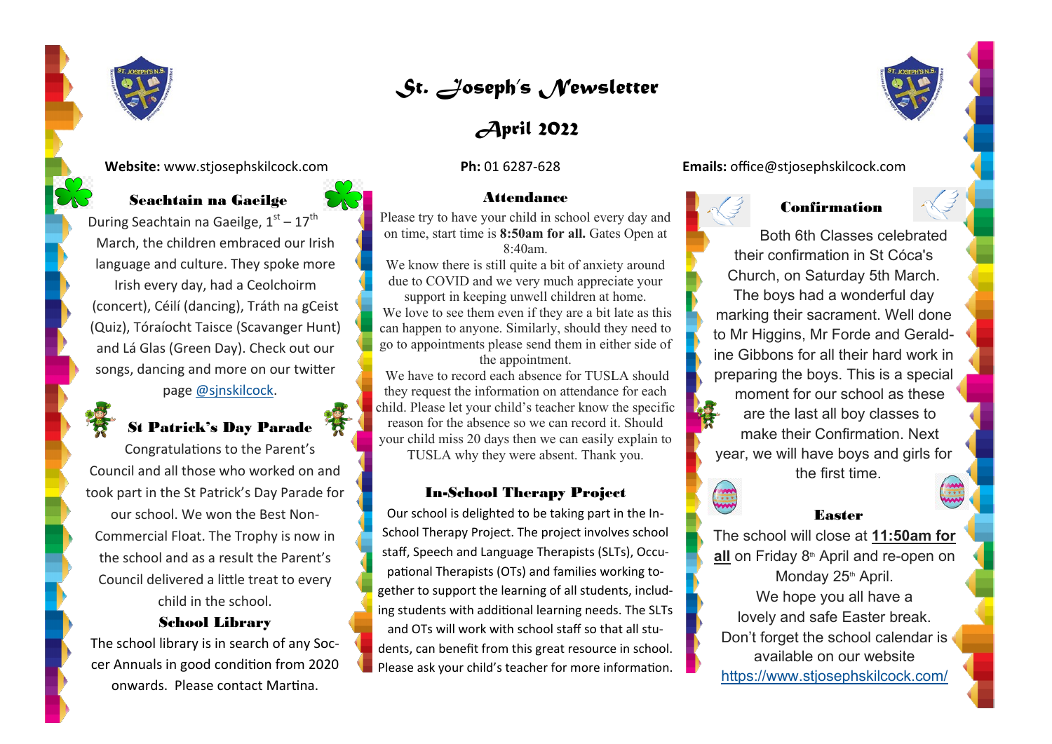# St. Joseph's Newsletter

## April 2022

**Website:** www.stjosephskilcock.com

**Ph:** 01 6287-628

**Emails:** office@stjosephskilcock.com

### Seachtain na Gaeilge

During Seachtain na Gaeilge, 1st – 17th March, the children embraced our Irish language and culture. They spoke more Irish every day, had a Ceolchoirm (concert), Céilí (dancing), Tráth na gCeist (Quiz), Tóraíocht Taisce (Scavanger Hunt) and Lá Glas (Green Day). Check out our songs, dancing and more on our twitter page @sjnskilcock.

### St Patrick's Day Parade

Congratulations to the Parent's Council and all those who worked on and took part in the St Patrick's Day Parade for our school. We won the Best Non-Commercial Float. The Trophy is now in the school and as a result the Parent's Council delivered a little treat to every child in the school.

### School Library

The school library is in search of any Soccer Annuals in good condition from 2020 onwards. Please contact Martina.

### Attendance

Please try to have your child in school every day and on time, start time is **8:50am for all.** Gates Open at 8:40am.

We know there is still quite a bit of anxiety around due to COVID and we very much appreciate your support in keeping unwell children at home.

We love to see them even if they are a bit late as this can happen to anyone. Similarly, should they need to go to appointments please send them in either side of the appointment.

We have to record each absence for TUSLA should they request the information on attendance for each child. Please let your child's teacher know the specific reason for the absence so we can record it. Should your child miss 20 days then we can easily explain to TUSLA why they were absent. Thank you.

### In-School Therapy Project

Our school is delighted to be taking part in the In-School Therapy Project. The project involves school staff, Speech and Language Therapists (SLTs), Occupational Therapists (OTs) and families working together to support the learning of all students, including students with additional learning needs. The SLTs and OTs will work with school staff so that all students, can benefit from this great resource in school. Please ask your child's teacher for more information.

### Confirmation

Both 6th Classes celebrated their confirmation in St Cóca's Church, on Saturday 5th March. The boys had a wonderful day marking their sacrament. Well done to Mr Higgins, Mr Forde and Geraldine Gibbons for all their hard work in preparing the boys. This is a special moment for our school as these are the last all boy classes to make their Confirmation. Next year, we will have boys and girls for the first time.

### Easter

The school will close at **11:50am for all** on Friday 8th April and re-open on Monday 25th April.

We hope you all have a lovely and safe Easter break.

Don't forget the school calendar is available on our website https://www.stjosephskilcock.com/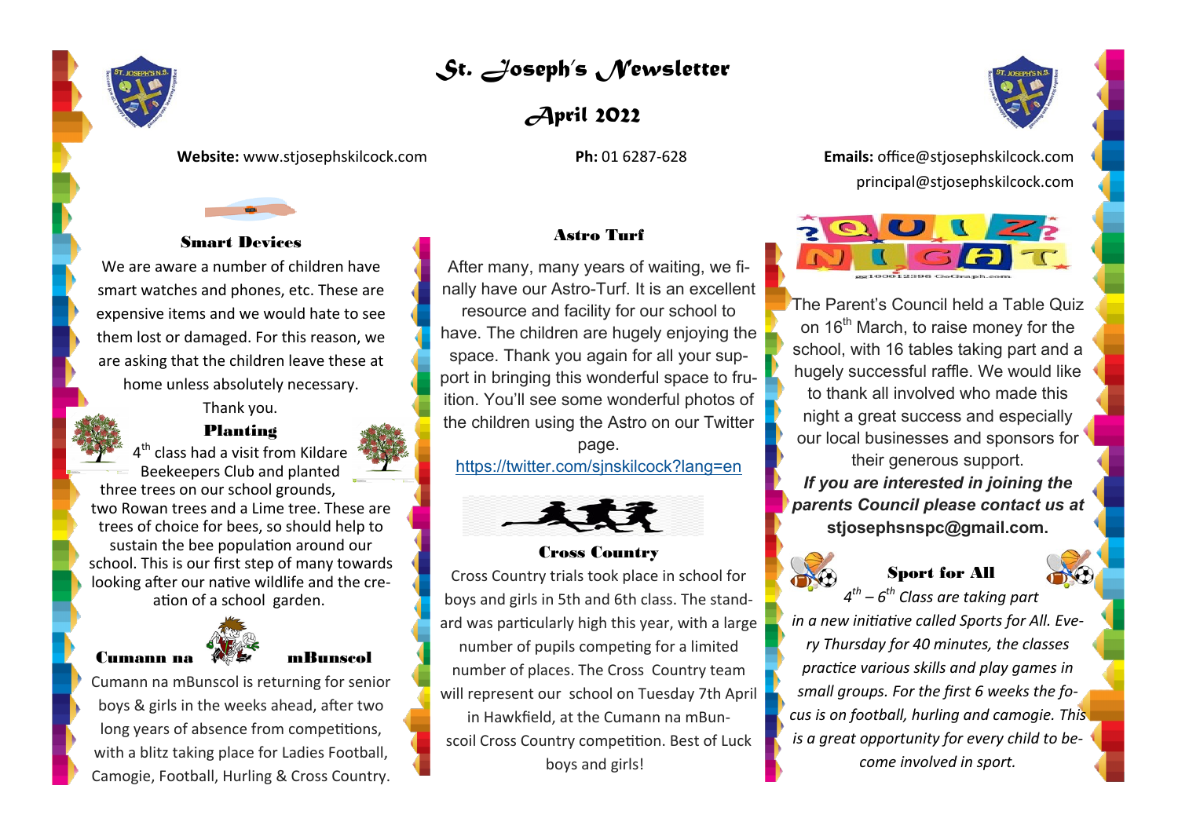# St. Joseph's Newsletter

## April 2022

**Website:** www.stjosephskilcock.com

**Ph:** 01 6287-628

**Emails:** office@stjosephskilcock.com
principal@stjosephskilcock.com

### Smart Devices

We are aware a number of children have smart watches and phones, etc. These are expensive items and we would hate to see them lost or damaged. For this reason, we are asking that the children leave these at home unless absolutely necessary.

Thank you.

### Planting

4th class had a visit from Kildare Beekeepers Club and planted three trees on our school grounds, two Rowan trees and a Lime tree. These are trees of choice for bees, so should help to sustain the bee population around our school. This is our first step of many towards looking after our native wildlife and the creation of a school garden.

### Cumann na mBunscol

Cumann na mBunscol is returning for senior boys & girls in the weeks ahead, after two long years of absence from competitions, with a blitz taking place for Ladies Football, Camogie, Football, Hurling & Cross Country.

### Astro Turf

After many, many years of waiting, we finally have our Astro-Turf. It is an excellent resource and facility for our school to have. The children are hugely enjoying the space. Thank you again for all your support in bringing this wonderful space to fruition. You'll see some wonderful photos of the children using the Astro on our Twitter page.

https://twitter.com/sjnskilcock?lang=en

### Cross Country

Cross Country trials took place in school for boys and girls in 5th and 6th class. The standard was particularly high this year, with a large number of pupils competing for a limited number of places. The Cross Country team will represent our school on Tuesday 7th April in Hawkfield, at the Cumann na mBunscoil Cross Country competition. Best of Luck boys and girls!

### QUIZ NIGHT

The Parent's Council held a Table Quiz on 16th March, to raise money for the school, with 16 tables taking part and a hugely successful raffle. We would like to thank all involved who made this night a great success and especially our local businesses and sponsors for their generous support.

***If you are interested in joining the parents Council please contact us at*** **stjosephsnspc@gmail.com.**

### Sport for All

*4th – 6th Class are taking part in a new initiative called Sports for All. Every Thursday for 40 minutes, the classes practice various skills and play games in small groups. For the first 6 weeks the focus is on football, hurling and camogie. This is a great opportunity for every child to become involved in sport.*